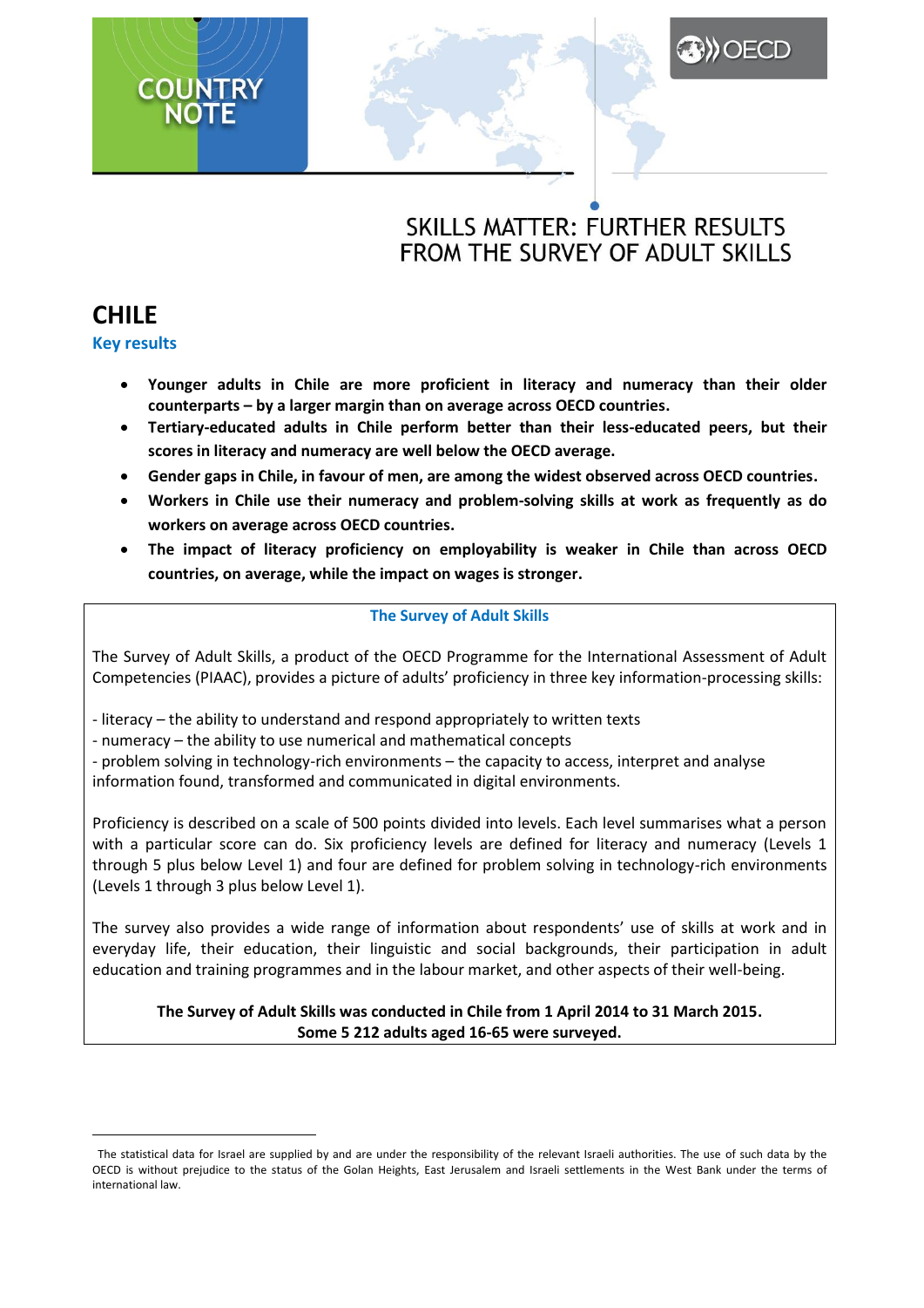COUNTRY NOTE

OECD

# SKILLS MATTER: FURTHER RESULTS FROM THE SURVEY OF ADULT SKILLS

## CHILE

### Key results

- **Younger adults in Chile are more proficient in literacy and numeracy than their older counterparts – by a larger margin than on average across OECD countries.**
- **Tertiary-educated adults in Chile perform better than their less-educated peers, but their scores in literacy and numeracy are well below the OECD average.**
- **Gender gaps in Chile, in favour of men, are among the widest observed across OECD countries.**
- **Workers in Chile use their numeracy and problem-solving skills at work as frequently as do workers on average across OECD countries.**
- **The impact of literacy proficiency on employability is weaker in Chile than across OECD countries, on average, while the impact on wages is stronger.**

---

**The Survey of Adult Skills**

The Survey of Adult Skills, a product of the OECD Programme for the International Assessment of Adult Competencies (PIAAC), provides a picture of adults' proficiency in three key information-processing skills:

- literacy – the ability to understand and respond appropriately to written texts
- numeracy – the ability to use numerical and mathematical concepts
- problem solving in technology-rich environments – the capacity to access, interpret and analyse information found, transformed and communicated in digital environments.

Proficiency is described on a scale of 500 points divided into levels. Each level summarises what a person with a particular score can do. Six proficiency levels are defined for literacy and numeracy (Levels 1 through 5 plus below Level 1) and four are defined for problem solving in technology-rich environments (Levels 1 through 3 plus below Level 1).

The survey also provides a wide range of information about respondents' use of skills at work and in everyday life, their education, their linguistic and social backgrounds, their participation in adult education and training programmes and in the labour market, and other aspects of their well-being.

**The Survey of Adult Skills was conducted in Chile from 1 April 2014 to 31 March 2015. Some 5 212 adults aged 16-65 were surveyed.**

---

The statistical data for Israel are supplied by and are under the responsibility of the relevant Israeli authorities. The use of such data by the OECD is without prejudice to the status of the Golan Heights, East Jerusalem and Israeli settlements in the West Bank under the terms of international law.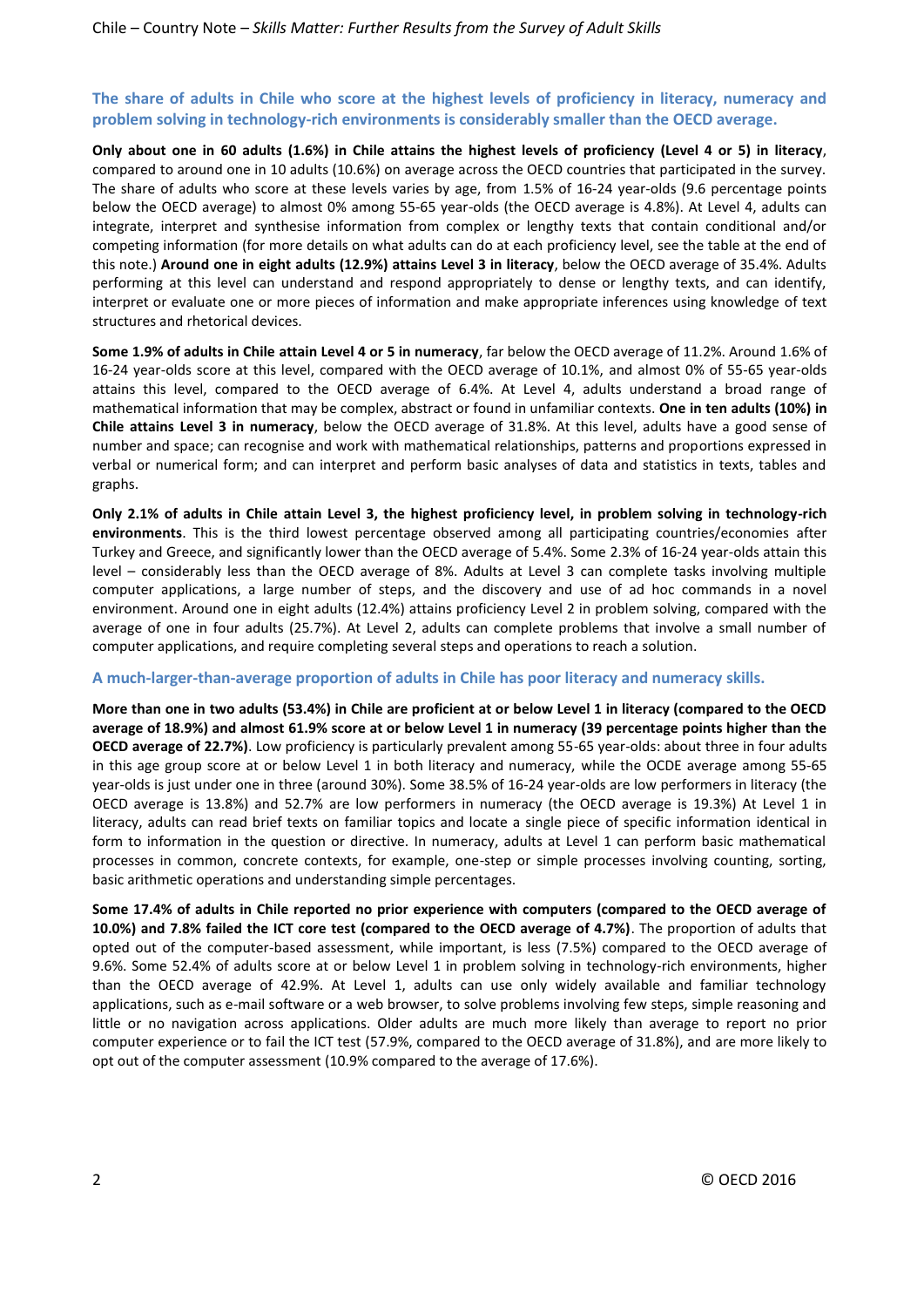### The share of adults in Chile who score at the highest levels of proficiency in literacy, numeracy and problem solving in technology-rich environments is considerably smaller than the OECD average.

**Only about one in 60 adults (1.6%) in Chile attains the highest levels of proficiency (Level 4 or 5) in literacy**, compared to around one in 10 adults (10.6%) on average across the OECD countries that participated in the survey. The share of adults who score at these levels varies by age, from 1.5% of 16-24 year-olds (9.6 percentage points below the OECD average) to almost 0% among 55-65 year-olds (the OECD average is 4.8%). At Level 4, adults can integrate, interpret and synthesise information from complex or lengthy texts that contain conditional and/or competing information (for more details on what adults can do at each proficiency level, see the table at the end of this note.) **Around one in eight adults (12.9%) attains Level 3 in literacy**, below the OECD average of 35.4%. Adults performing at this level can understand and respond appropriately to dense or lengthy texts, and can identify, interpret or evaluate one or more pieces of information and make appropriate inferences using knowledge of text structures and rhetorical devices.

**Some 1.9% of adults in Chile attain Level 4 or 5 in numeracy**, far below the OECD average of 11.2%. Around 1.6% of 16-24 year-olds score at this level, compared with the OECD average of 10.1%, and almost 0% of 55-65 year-olds attains this level, compared to the OECD average of 6.4%. At Level 4, adults understand a broad range of mathematical information that may be complex, abstract or found in unfamiliar contexts. **One in ten adults (10%) in Chile attains Level 3 in numeracy**, below the OECD average of 31.8%. At this level, adults have a good sense of number and space; can recognise and work with mathematical relationships, patterns and proportions expressed in verbal or numerical form; and can interpret and perform basic analyses of data and statistics in texts, tables and graphs.

**Only 2.1% of adults in Chile attain Level 3, the highest proficiency level, in problem solving in technology-rich environments**. This is the third lowest percentage observed among all participating countries/economies after Turkey and Greece, and significantly lower than the OECD average of 5.4%. Some 2.3% of 16-24 year-olds attain this level – considerably less than the OECD average of 8%. Adults at Level 3 can complete tasks involving multiple computer applications, a large number of steps, and the discovery and use of ad hoc commands in a novel environment. Around one in eight adults (12.4%) attains proficiency Level 2 in problem solving, compared with the average of one in four adults (25.7%). At Level 2, adults can complete problems that involve a small number of computer applications, and require completing several steps and operations to reach a solution.

### A much-larger-than-average proportion of adults in Chile has poor literacy and numeracy skills.

**More than one in two adults (53.4%) in Chile are proficient at or below Level 1 in literacy (compared to the OECD average of 18.9%) and almost 61.9% score at or below Level 1 in numeracy (39 percentage points higher than the OECD average of 22.7%)**. Low proficiency is particularly prevalent among 55-65 year-olds: about three in four adults in this age group score at or below Level 1 in both literacy and numeracy, while the OCDE average among 55-65 year-olds is just under one in three (around 30%). Some 38.5% of 16-24 year-olds are low performers in literacy (the OECD average is 13.8%) and 52.7% are low performers in numeracy (the OECD average is 19.3%) At Level 1 in literacy, adults can read brief texts on familiar topics and locate a single piece of specific information identical in form to information in the question or directive. In numeracy, adults at Level 1 can perform basic mathematical processes in common, concrete contexts, for example, one-step or simple processes involving counting, sorting, basic arithmetic operations and understanding simple percentages.

**Some 17.4% of adults in Chile reported no prior experience with computers (compared to the OECD average of 10.0%) and 7.8% failed the ICT core test (compared to the OECD average of 4.7%)**. The proportion of adults that opted out of the computer-based assessment, while important, is less (7.5%) compared to the OECD average of 9.6%. Some 52.4% of adults score at or below Level 1 in problem solving in technology-rich environments, higher than the OECD average of 42.9%. At Level 1, adults can use only widely available and familiar technology applications, such as e-mail software or a web browser, to solve problems involving few steps, simple reasoning and little or no navigation across applications. Older adults are much more likely than average to report no prior computer experience or to fail the ICT test (57.9%, compared to the OECD average of 31.8%), and are more likely to opt out of the computer assessment (10.9% compared to the average of 17.6%).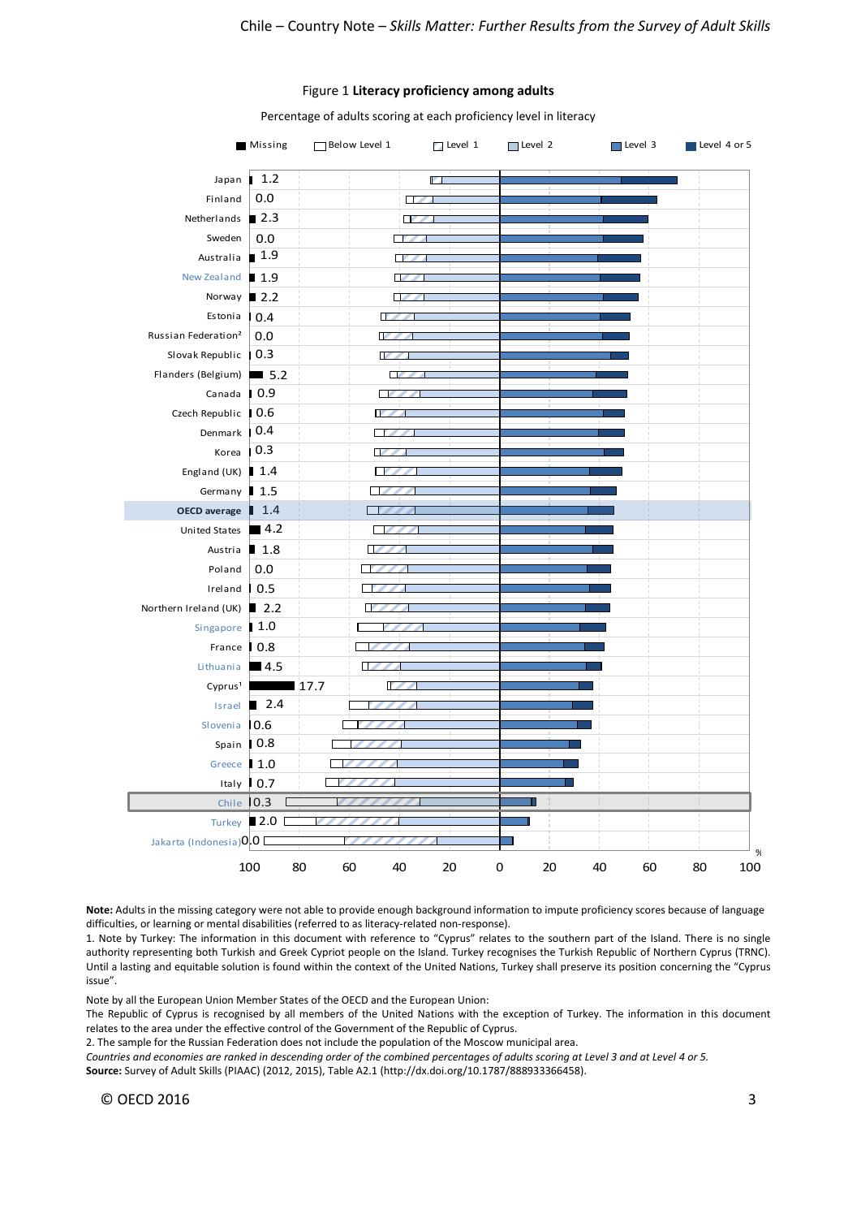Figure 1 **Literacy proficiency among adults**

Percentage of adults scoring at each proficiency level in literacy

Legend: Missing | Below Level 1 | Level 1 | Level 2 | Level 3 | Level 4 or 5

| Country/economy | Missing (%) |
|---|---|
| Japan | 1.2 |
| Finland | 0.0 |
| Netherlands | 2.3 |
| Sweden | 0.0 |
| Australia | 1.9 |
| New Zealand | 1.9 |
| Norway | 2.2 |
| Estonia | 0.4 |
| Russian Federation[2] | 0.0 |
| Slovak Republic | 0.3 |
| Flanders (Belgium) | 5.2 |
| Canada | 0.9 |
| Czech Republic | 0.6 |
| Denmark | 0.4 |
| Korea | 0.3 |
| England (UK) | 1.4 |
| Germany | 1.5 |
| **OECD average** | 1.4 |
| United States | 4.2 |
| Austria | 1.8 |
| Poland | 0.0 |
| Ireland | 0.5 |
| Northern Ireland (UK) | 2.2 |
| Singapore | 1.0 |
| France | 0.8 |
| Lithuania | 4.5 |
| Cyprus[1] | 17.7 |
| Israel | 2.4 |
| Slovenia | 0.6 |
| Spain | 0.8 |
| Greece | 1.0 |
| Italy | 0.7 |
| Chile | 0.3 |
| Turkey | 2.0 |
| Jakarta (Indonesia) | 0.0 |

**Note:** Adults in the missing category were not able to provide enough background information to impute proficiency scores because of language difficulties, or learning or mental disabilities (referred to as literacy-related non-response).

1. Note by Turkey: The information in this document with reference to "Cyprus" relates to the southern part of the Island. There is no single authority representing both Turkish and Greek Cypriot people on the Island. Turkey recognises the Turkish Republic of Northern Cyprus (TRNC). Until a lasting and equitable solution is found within the context of the United Nations, Turkey shall preserve its position concerning the "Cyprus issue".

Note by all the European Union Member States of the OECD and the European Union:
The Republic of Cyprus is recognised by all members of the United Nations with the exception of Turkey. The information in this document relates to the area under the effective control of the Government of the Republic of Cyprus.

2. The sample for the Russian Federation does not include the population of the Moscow municipal area.

*Countries and economies are ranked in descending order of the combined percentages of adults scoring at Level 3 and at Level 4 or 5.*

**Source:** Survey of Adult Skills (PIAAC) (2012, 2015), Table A2.1 (http://dx.doi.org/10.1787/888933366458).

© OECD 2016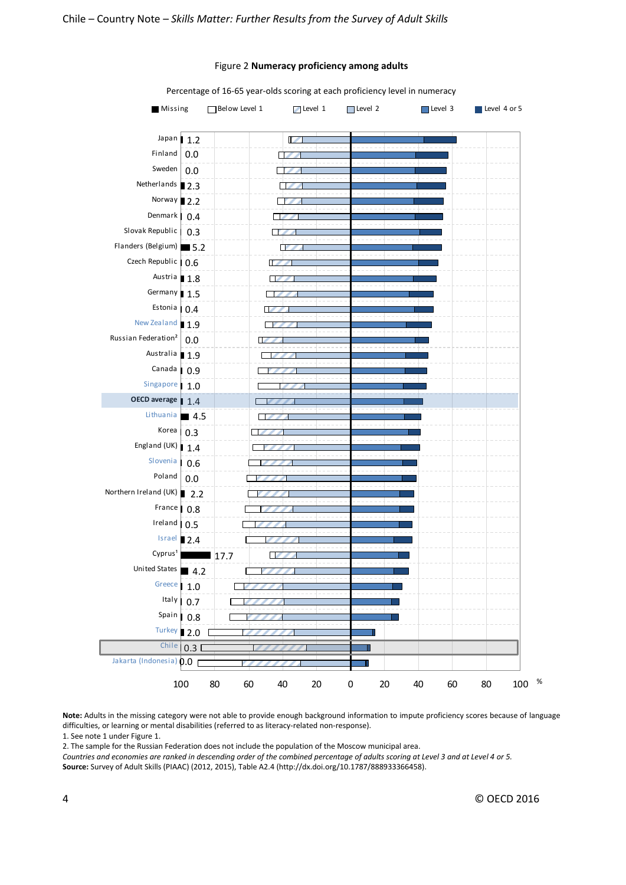Figure 2 **Numeracy proficiency among adults**

Percentage of 16-65 year-olds scoring at each proficiency level in numeracy

Missing | Below Level 1 | Level 1 | Level 2 | Level 3 | Level 4 or 5

| Country/economy | Missing |
|---|---|
| Japan | 1.2 |
| Finland | 0.0 |
| Sweden | 0.0 |
| Netherlands | 2.3 |
| Norway | 2.2 |
| Denmark | 0.4 |
| Slovak Republic | 0.3 |
| Flanders (Belgium) | 5.2 |
| Czech Republic | 0.6 |
| Austria | 1.8 |
| Germany | 1.5 |
| Estonia | 0.4 |
| New Zealand | 1.9 |
| Russian Federation[2] | 0.0 |
| Australia | 1.9 |
| Canada | 0.9 |
| Singapore | 1.0 |
| **OECD average** | 1.4 |
| Lithuania | 4.5 |
| Korea | 0.3 |
| England (UK) | 1.4 |
| Slovenia | 0.6 |
| Poland | 0.0 |
| Northern Ireland (UK) | 2.2 |
| France | 0.8 |
| Ireland | 0.5 |
| Israel | 2.4 |
| Cyprus[1] | 17.7 |
| United States | 4.2 |
| Greece | 1.0 |
| Italy | 0.7 |
| Spain | 0.8 |
| Turkey | 2.0 |
| Chile | 0.3 |
| Jakarta (Indonesia) | 0.0 |

**Note:** Adults in the missing category were not able to provide enough background information to impute proficiency scores because of language difficulties, or learning or mental disabilities (referred to as literacy-related non-response).

1. See note 1 under Figure 1.
2. The sample for the Russian Federation does not include the population of the Moscow municipal area.

*Countries and economies are ranked in descending order of the combined percentage of adults scoring at Level 3 and at Level 4 or 5.*

**Source:** Survey of Adult Skills (PIAAC) (2012, 2015), Table A2.4 (http://dx.doi.org/10.1787/888933366458).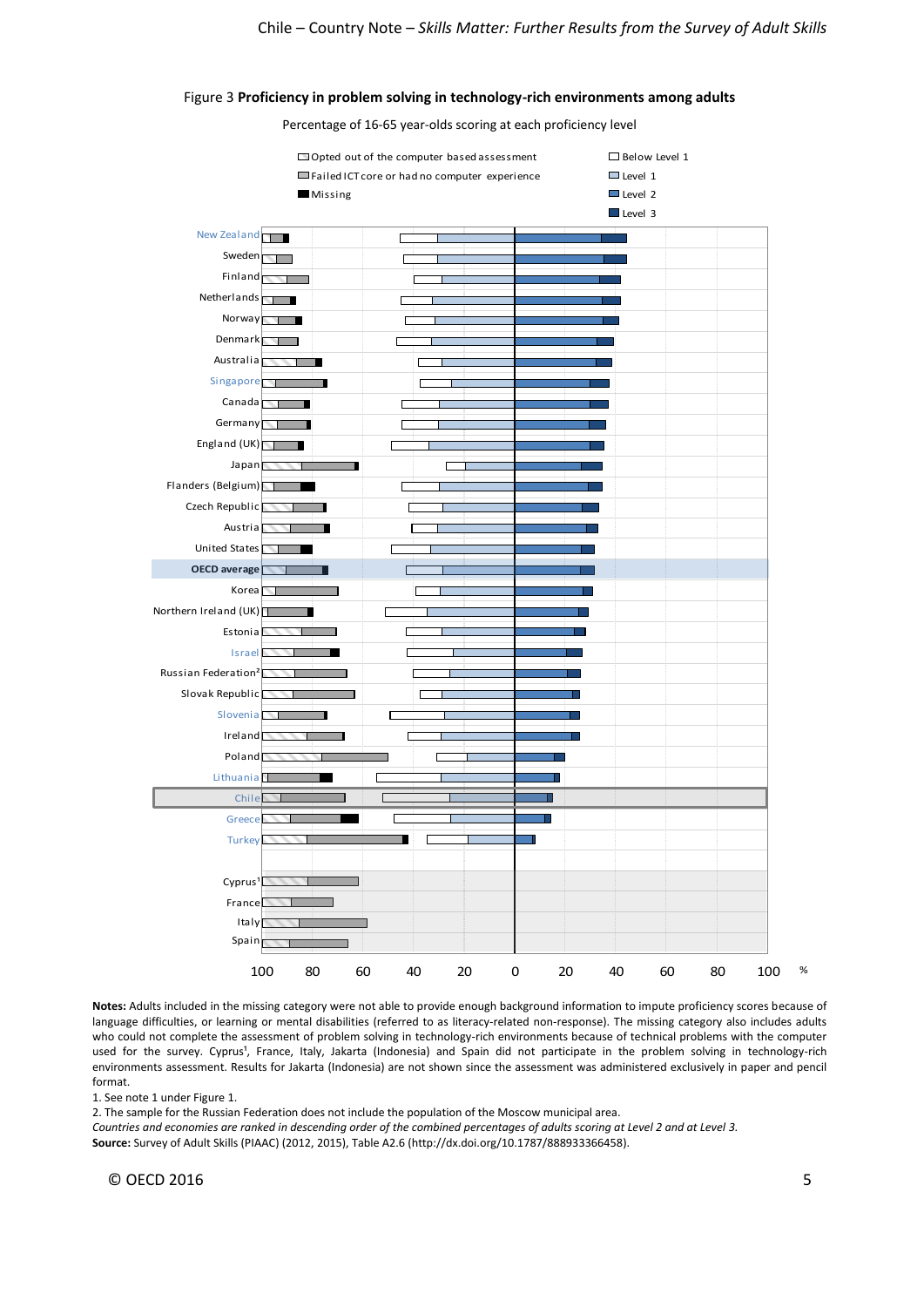Figure 3 **Proficiency in problem solving in technology-rich environments among adults**

Percentage of 16-65 year-olds scoring at each proficiency level

Opted out of the computer based assessment
Failed ICT core or had no computer experience
Missing
Below Level 1
Level 1
Level 2
Level 3

New Zealand
Sweden
Finland
Netherlands
Norway
Denmark
Australia
Singapore
Canada
Germany
England (UK)
Japan
Flanders (Belgium)
Czech Republic
Austria
United States
**OECD average**
Korea
Northern Ireland (UK)
Estonia
Israel
Russian Federation[2]
Slovak Republic
Slovenia
Ireland
Poland
Lithuania
Chile
Greece
Turkey

Cyprus[1]
France
Italy
Spain

100 80 60 40 20 0 20 40 60 80 100 %

**Notes:** Adults included in the missing category were not able to provide enough background information to impute proficiency scores because of language difficulties, or learning or mental disabilities (referred to as literacy-related non-response). The missing category also includes adults who could not complete the assessment of problem solving in technology-rich environments because of technical problems with the computer used for the survey. Cyprus[1], France, Italy, Jakarta (Indonesia) and Spain did not participate in the problem solving in technology-rich environments assessment. Results for Jakarta (Indonesia) are not shown since the assessment was administered exclusively in paper and pencil format.

1. See note 1 under Figure 1.

2. The sample for the Russian Federation does not include the population of the Moscow municipal area.

*Countries and economies are ranked in descending order of the combined percentages of adults scoring at Level 2 and at Level 3.*

**Source:** Survey of Adult Skills (PIAAC) (2012, 2015), Table A2.6 (http://dx.doi.org/10.1787/888933366458).

© OECD 2016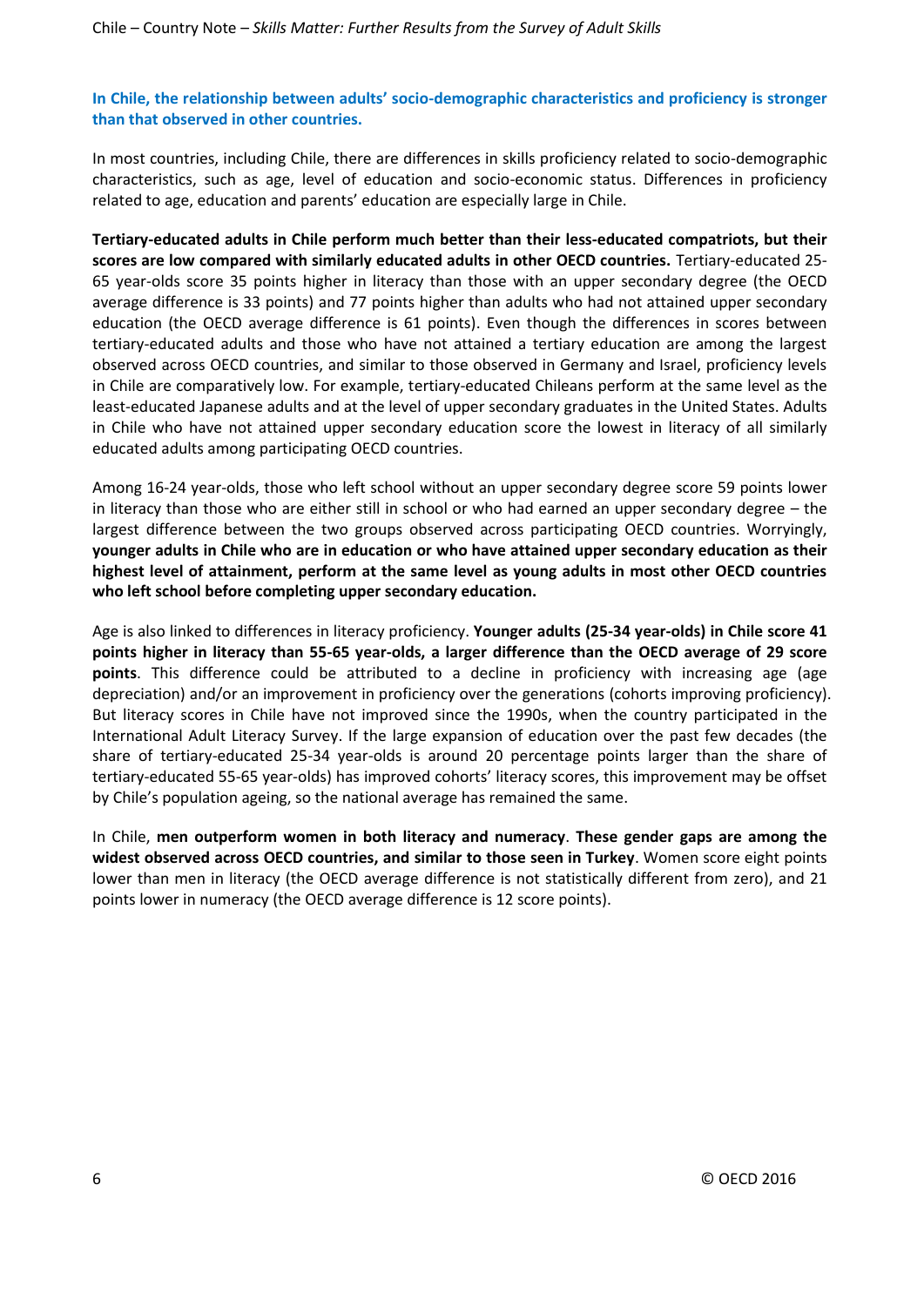### In Chile, the relationship between adults' socio-demographic characteristics and proficiency is stronger than that observed in other countries.

In most countries, including Chile, there are differences in skills proficiency related to socio-demographic characteristics, such as age, level of education and socio-economic status. Differences in proficiency related to age, education and parents' education are especially large in Chile.

**Tertiary-educated adults in Chile perform much better than their less-educated compatriots, but their scores are low compared with similarly educated adults in other OECD countries.** Tertiary-educated 25-65 year-olds score 35 points higher in literacy than those with an upper secondary degree (the OECD average difference is 33 points) and 77 points higher than adults who had not attained upper secondary education (the OECD average difference is 61 points). Even though the differences in scores between tertiary-educated adults and those who have not attained a tertiary education are among the largest observed across OECD countries, and similar to those observed in Germany and Israel, proficiency levels in Chile are comparatively low. For example, tertiary-educated Chileans perform at the same level as the least-educated Japanese adults and at the level of upper secondary graduates in the United States. Adults in Chile who have not attained upper secondary education score the lowest in literacy of all similarly educated adults among participating OECD countries.

Among 16-24 year-olds, those who left school without an upper secondary degree score 59 points lower in literacy than those who are either still in school or who had earned an upper secondary degree – the largest difference between the two groups observed across participating OECD countries. Worryingly, **younger adults in Chile who are in education or who have attained upper secondary education as their highest level of attainment, perform at the same level as young adults in most other OECD countries who left school before completing upper secondary education.**

Age is also linked to differences in literacy proficiency. **Younger adults (25-34 year-olds) in Chile score 41 points higher in literacy than 55-65 year-olds, a larger difference than the OECD average of 29 score points**. This difference could be attributed to a decline in proficiency with increasing age (age depreciation) and/or an improvement in proficiency over the generations (cohorts improving proficiency). But literacy scores in Chile have not improved since the 1990s, when the country participated in the International Adult Literacy Survey. If the large expansion of education over the past few decades (the share of tertiary-educated 25-34 year-olds is around 20 percentage points larger than the share of tertiary-educated 55-65 year-olds) has improved cohorts' literacy scores, this improvement may be offset by Chile's population ageing, so the national average has remained the same.

In Chile, **men outperform women in both literacy and numeracy**. **These gender gaps are among the widest observed across OECD countries, and similar to those seen in Turkey**. Women score eight points lower than men in literacy (the OECD average difference is not statistically different from zero), and 21 points lower in numeracy (the OECD average difference is 12 score points).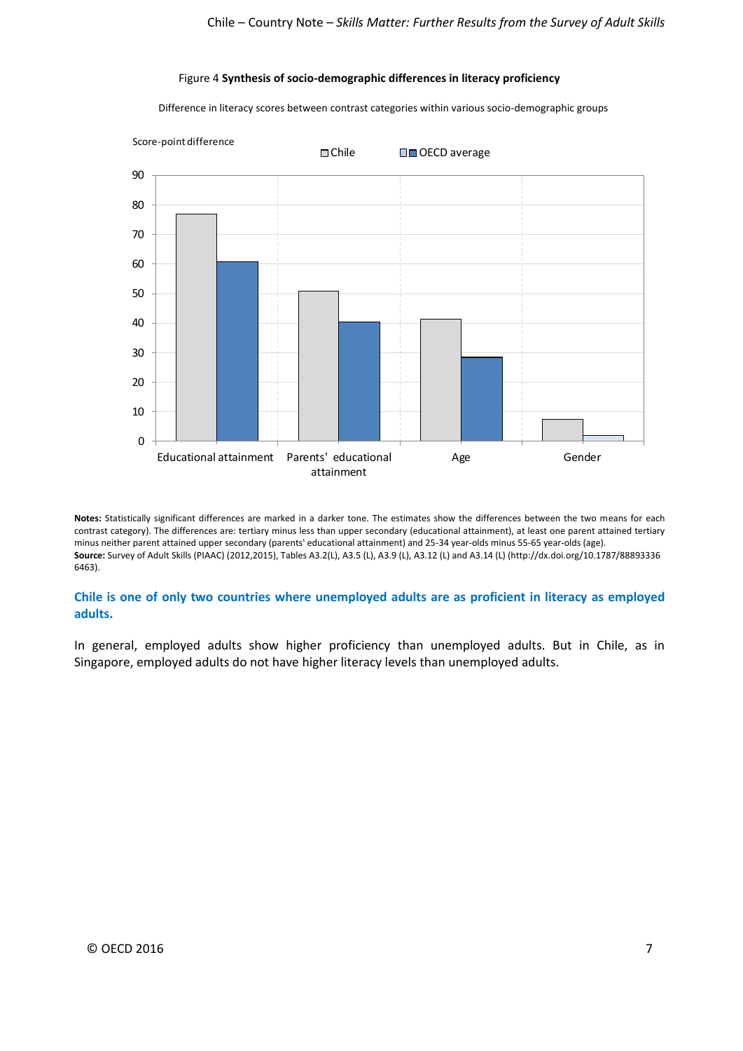Figure 4 **Synthesis of socio-demographic differences in literacy proficiency**

Difference in literacy scores between contrast categories within various socio-demographic groups

**Notes:** Statistically significant differences are marked in a darker tone. The estimates show the differences between the two means for each contrast category). The differences are: tertiary minus less than upper secondary (educational attainment), at least one parent attained tertiary minus neither parent attained upper secondary (parents' educational attainment) and 25-34 year-olds minus 55-65 year-olds (age).
**Source:** Survey of Adult Skills (PIAAC) (2012,2015), Tables A3.2(L), A3.5 (L), A3.9 (L), A3.12 (L) and A3.14 (L) (http://dx.doi.org/10.1787/888933366463).

### Chile is one of only two countries where unemployed adults are as proficient in literacy as employed adults.

In general, employed adults show higher proficiency than unemployed adults. But in Chile, as in Singapore, employed adults do not have higher literacy levels than unemployed adults.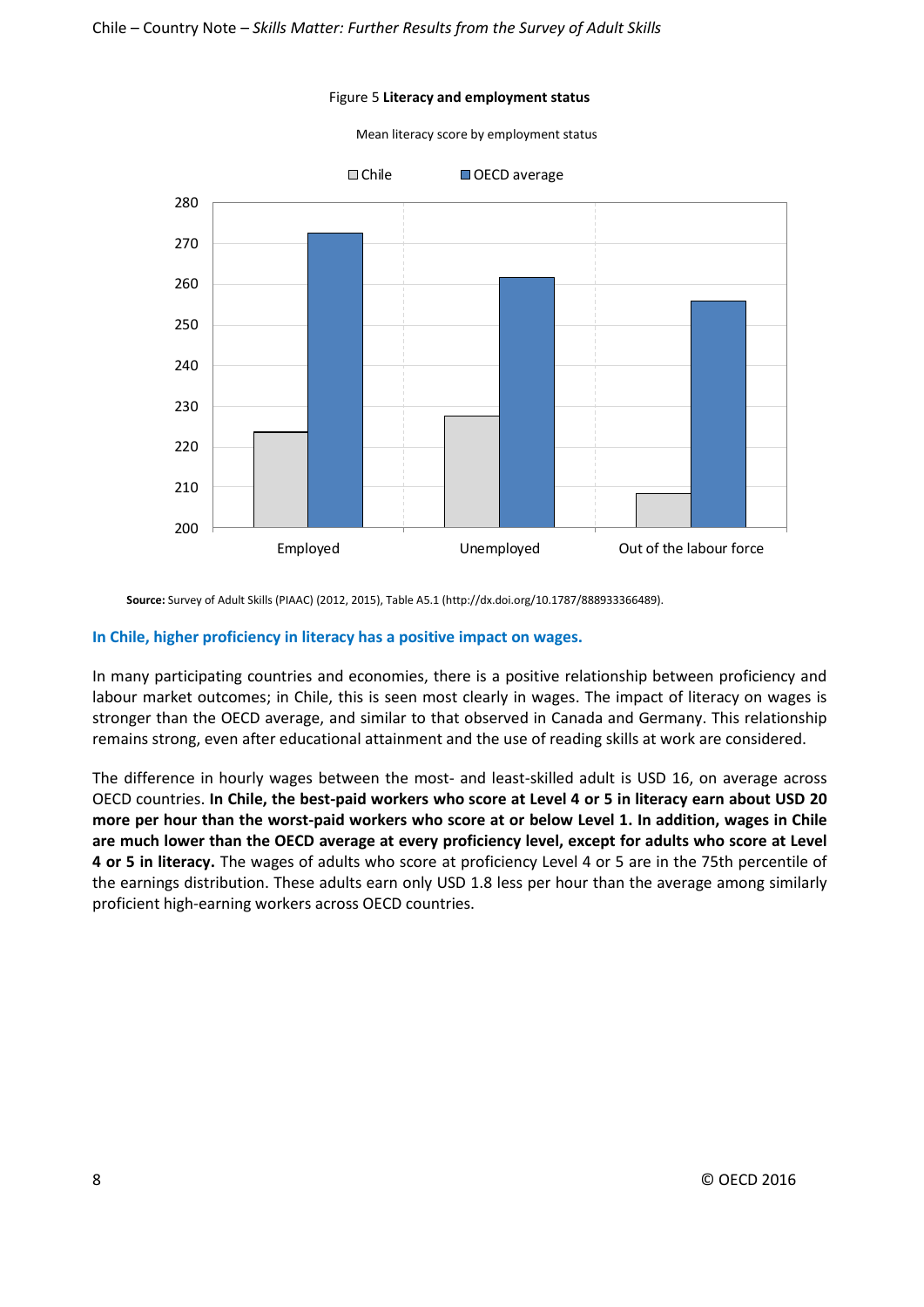Figure 5 **Literacy and employment status**

Mean literacy score by employment status

**Source:** Survey of Adult Skills (PIAAC) (2012, 2015), Table A5.1 (http://dx.doi.org/10.1787/888933366489).

### In Chile, higher proficiency in literacy has a positive impact on wages.

In many participating countries and economies, there is a positive relationship between proficiency and labour market outcomes; in Chile, this is seen most clearly in wages. The impact of literacy on wages is stronger than the OECD average, and similar to that observed in Canada and Germany. This relationship remains strong, even after educational attainment and the use of reading skills at work are considered.

The difference in hourly wages between the most- and least-skilled adult is USD 16, on average across OECD countries. **In Chile, the best-paid workers who score at Level 4 or 5 in literacy earn about USD 20 more per hour than the worst-paid workers who score at or below Level 1. In addition, wages in Chile are much lower than the OECD average at every proficiency level, except for adults who score at Level 4 or 5 in literacy.** The wages of adults who score at proficiency Level 4 or 5 are in the 75th percentile of the earnings distribution. These adults earn only USD 1.8 less per hour than the average among similarly proficient high-earning workers across OECD countries.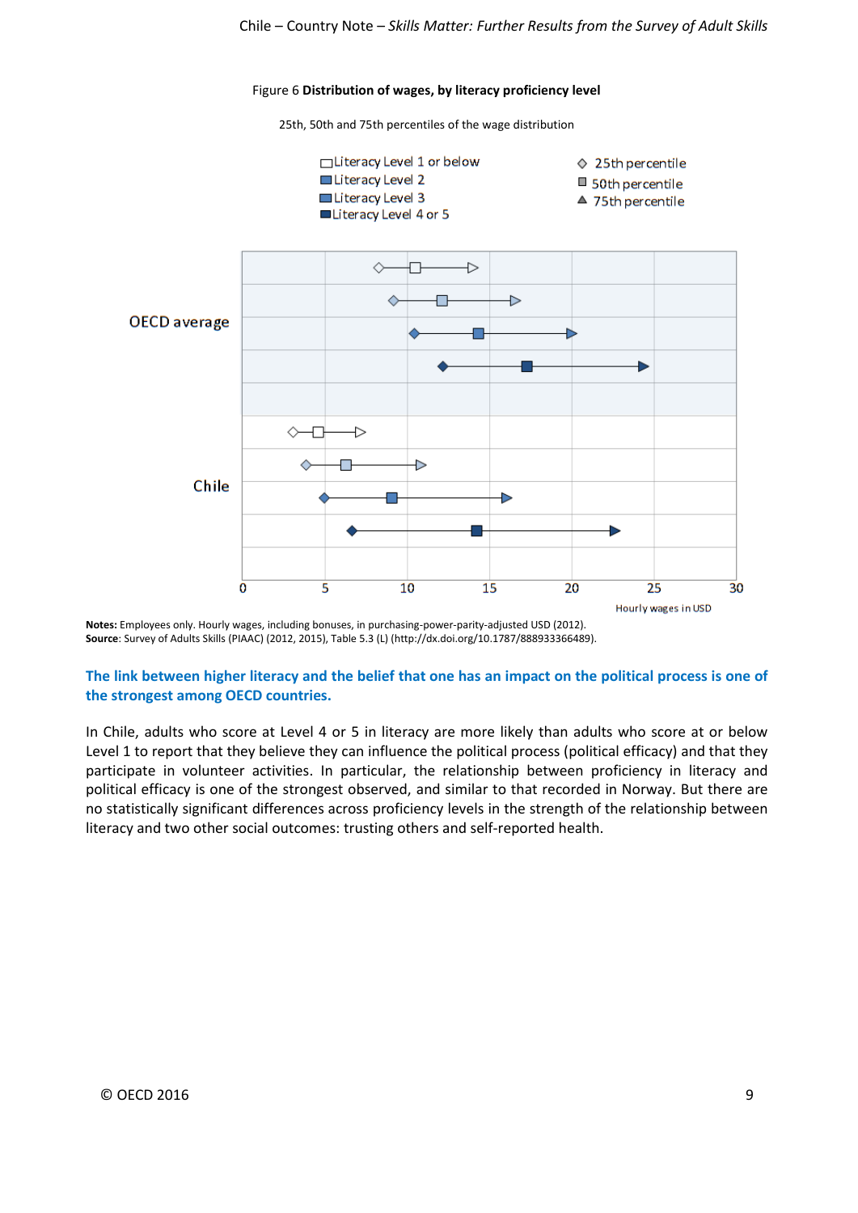Figure 6 **Distribution of wages, by literacy proficiency level**

25th, 50th and 75th percentiles of the wage distribution

**Notes:** Employees only. Hourly wages, including bonuses, in purchasing-power-parity-adjusted USD (2012).
**Source**: Survey of Adults Skills (PIAAC) (2012, 2015), Table 5.3 (L) (http://dx.doi.org/10.1787/888933366489).

## The link between higher literacy and the belief that one has an impact on the political process is one of the strongest among OECD countries.

In Chile, adults who score at Level 4 or 5 in literacy are more likely than adults who score at or below Level 1 to report that they believe they can influence the political process (political efficacy) and that they participate in volunteer activities. In particular, the relationship between proficiency in literacy and political efficacy is one of the strongest observed, and similar to that recorded in Norway. But there are no statistically significant differences across proficiency levels in the strength of the relationship between literacy and two other social outcomes: trusting others and self-reported health.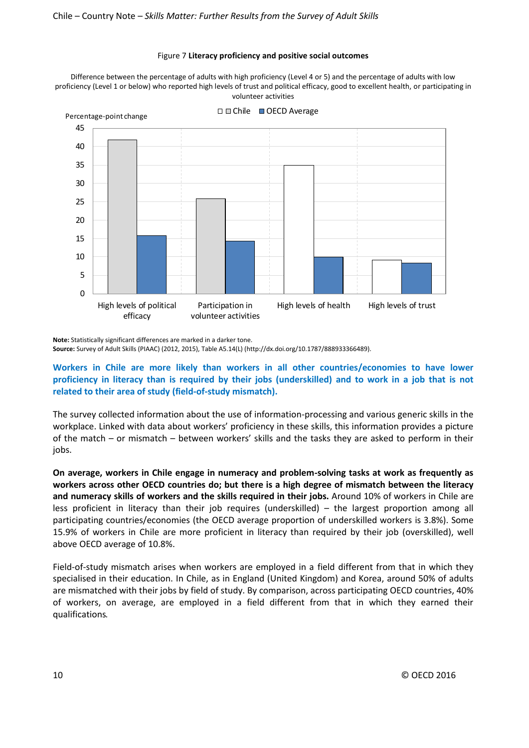Figure 7 **Literacy proficiency and positive social outcomes**

Difference between the percentage of adults with high proficiency (Level 4 or 5) and the percentage of adults with low proficiency (Level 1 or below) who reported high levels of trust and political efficacy, good to excellent health, or participating in volunteer activities

**Note:** Statistically significant differences are marked in a darker tone.
**Source:** Survey of Adult Skills (PIAAC) (2012, 2015), Table A5.14(L) (http://dx.doi.org/10.1787/888933366489).

### Workers in Chile are more likely than workers in all other countries/economies to have lower proficiency in literacy than is required by their jobs (underskilled) and to work in a job that is not related to their area of study (field-of-study mismatch).

The survey collected information about the use of information-processing and various generic skills in the workplace. Linked with data about workers' proficiency in these skills, this information provides a picture of the match – or mismatch – between workers' skills and the tasks they are asked to perform in their jobs.

**On average, workers in Chile engage in numeracy and problem-solving tasks at work as frequently as workers across other OECD countries do; but there is a high degree of mismatch between the literacy and numeracy skills of workers and the skills required in their jobs.** Around 10% of workers in Chile are less proficient in literacy than their job requires (underskilled) – the largest proportion among all participating countries/economies (the OECD average proportion of underskilled workers is 3.8%). Some 15.9% of workers in Chile are more proficient in literacy than required by their job (overskilled), well above OECD average of 10.8%.

Field-of-study mismatch arises when workers are employed in a field different from that in which they specialised in their education. In Chile, as in England (United Kingdom) and Korea, around 50% of adults are mismatched with their jobs by field of study. By comparison, across participating OECD countries, 40% of workers, on average, are employed in a field different from that in which they earned their qualifications.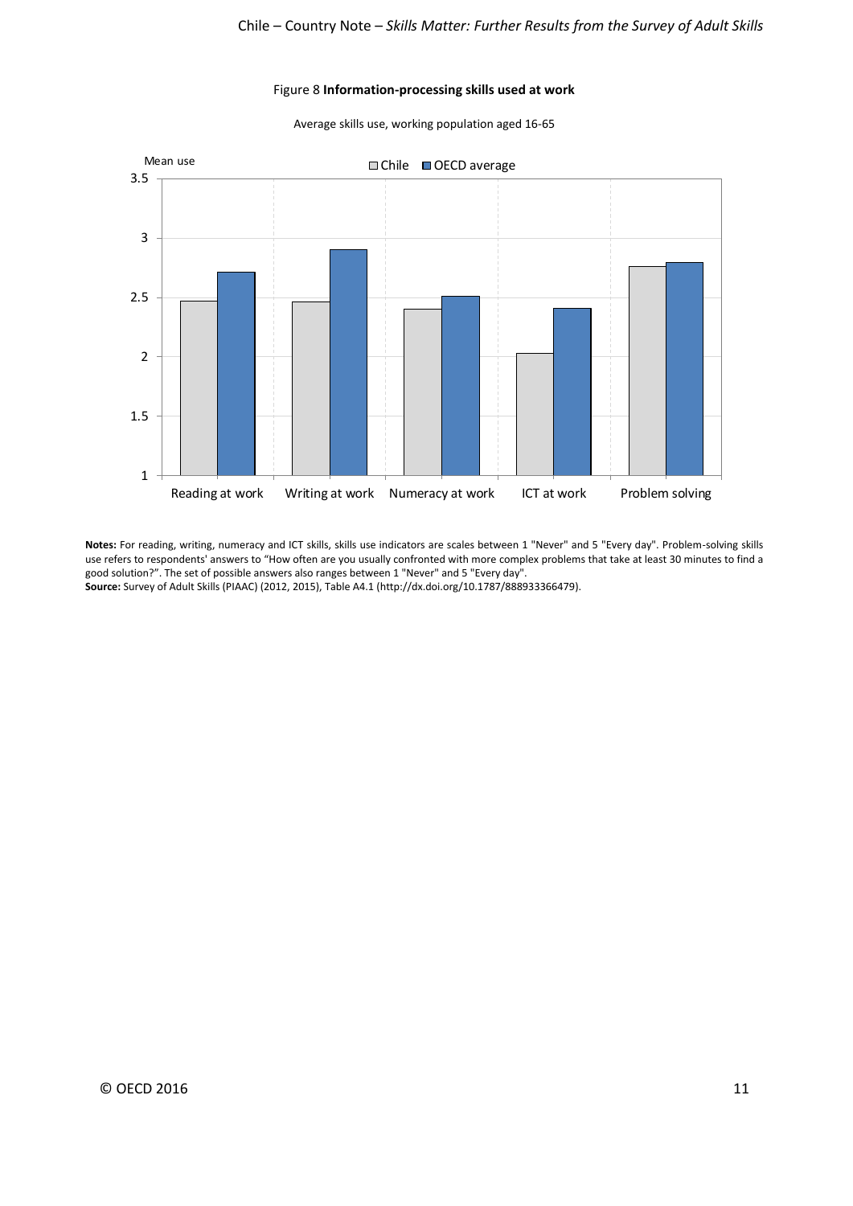Figure 8 **Information-processing skills used at work**

Average skills use, working population aged 16-65

**Notes:** For reading, writing, numeracy and ICT skills, skills use indicators are scales between 1 "Never" and 5 "Every day". Problem-solving skills use refers to respondents' answers to "How often are you usually confronted with more complex problems that take at least 30 minutes to find a good solution?". The set of possible answers also ranges between 1 "Never" and 5 "Every day".
**Source:** Survey of Adult Skills (PIAAC) (2012, 2015), Table A4.1 (http://dx.doi.org/10.1787/888933366479).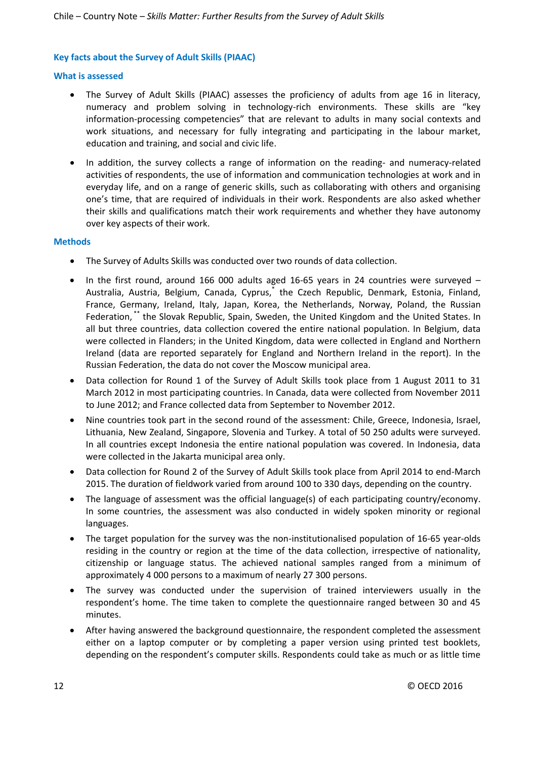### Key facts about the Survey of Adult Skills (PIAAC)

#### What is assessed

- The Survey of Adult Skills (PIAAC) assesses the proficiency of adults from age 16 in literacy, numeracy and problem solving in technology-rich environments. These skills are "key information-processing competencies" that are relevant to adults in many social contexts and work situations, and necessary for fully integrating and participating in the labour market, education and training, and social and civic life.
- In addition, the survey collects a range of information on the reading- and numeracy-related activities of respondents, the use of information and communication technologies at work and in everyday life, and on a range of generic skills, such as collaborating with others and organising one's time, that are required of individuals in their work. Respondents are also asked whether their skills and qualifications match their work requirements and whether they have autonomy over key aspects of their work.

#### Methods

- The Survey of Adults Skills was conducted over two rounds of data collection.
- In the first round, around 166 000 adults aged 16-65 years in 24 countries were surveyed – Australia, Austria, Belgium, Canada, Cyprus,[*] the Czech Republic, Denmark, Estonia, Finland, France, Germany, Ireland, Italy, Japan, Korea, the Netherlands, Norway, Poland, the Russian Federation,[**] the Slovak Republic, Spain, Sweden, the United Kingdom and the United States. In all but three countries, data collection covered the entire national population. In Belgium, data were collected in Flanders; in the United Kingdom, data were collected in England and Northern Ireland (data are reported separately for England and Northern Ireland in the report). In the Russian Federation, the data do not cover the Moscow municipal area.
- Data collection for Round 1 of the Survey of Adult Skills took place from 1 August 2011 to 31 March 2012 in most participating countries. In Canada, data were collected from November 2011 to June 2012; and France collected data from September to November 2012.
- Nine countries took part in the second round of the assessment: Chile, Greece, Indonesia, Israel, Lithuania, New Zealand, Singapore, Slovenia and Turkey. A total of 50 250 adults were surveyed. In all countries except Indonesia the entire national population was covered. In Indonesia, data were collected in the Jakarta municipal area only.
- Data collection for Round 2 of the Survey of Adult Skills took place from April 2014 to end-March 2015. The duration of fieldwork varied from around 100 to 330 days, depending on the country.
- The language of assessment was the official language(s) of each participating country/economy. In some countries, the assessment was also conducted in widely spoken minority or regional languages.
- The target population for the survey was the non-institutionalised population of 16-65 year-olds residing in the country or region at the time of the data collection, irrespective of nationality, citizenship or language status. The achieved national samples ranged from a minimum of approximately 4 000 persons to a maximum of nearly 27 300 persons.
- The survey was conducted under the supervision of trained interviewers usually in the respondent's home. The time taken to complete the questionnaire ranged between 30 and 45 minutes.
- After having answered the background questionnaire, the respondent completed the assessment either on a laptop computer or by completing a paper version using printed test booklets, depending on the respondent's computer skills. Respondents could take as much or as little time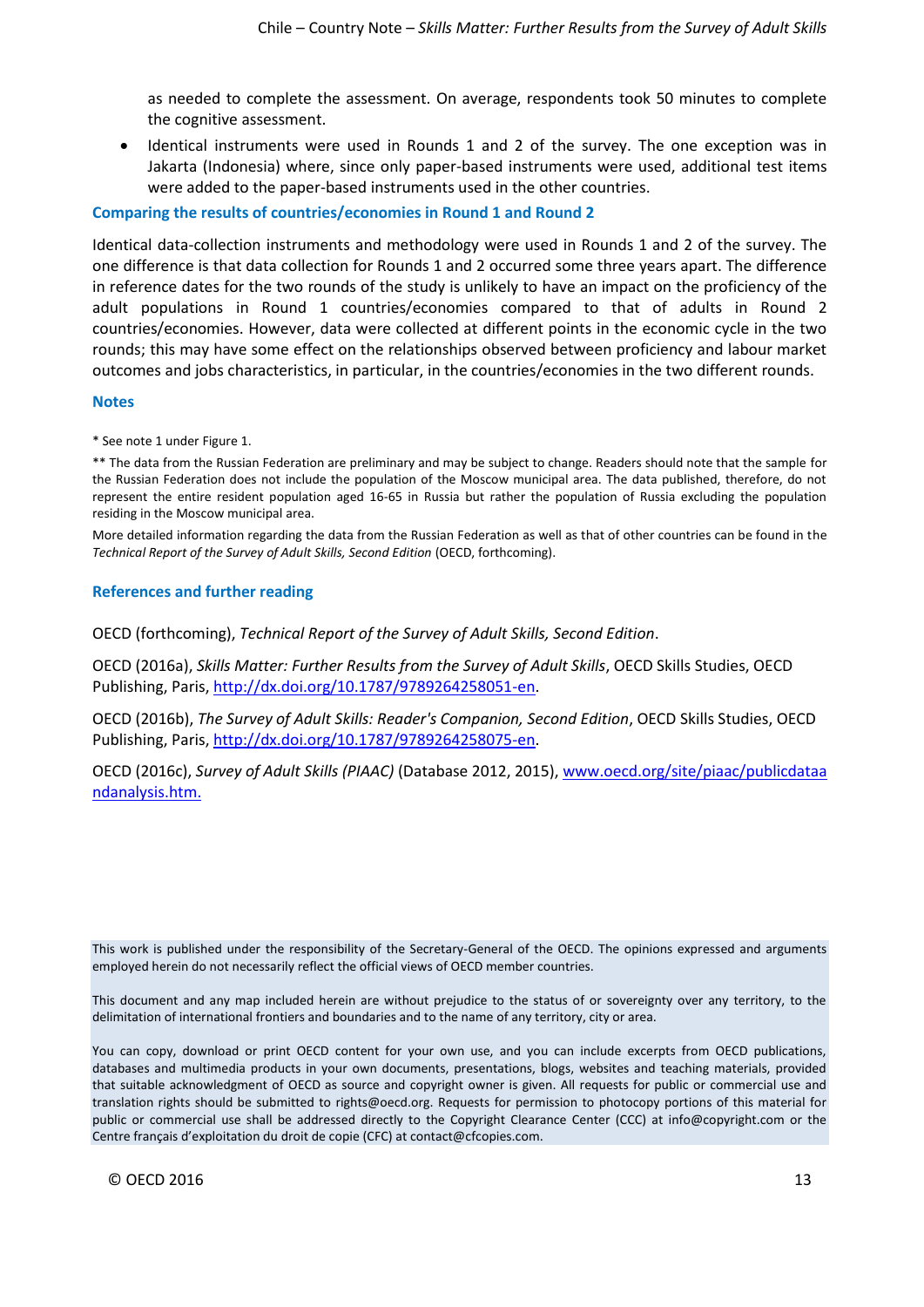as needed to complete the assessment. On average, respondents took 50 minutes to complete the cognitive assessment.

- Identical instruments were used in Rounds 1 and 2 of the survey. The one exception was in Jakarta (Indonesia) where, since only paper-based instruments were used, additional test items were added to the paper-based instruments used in the other countries.

### Comparing the results of countries/economies in Round 1 and Round 2

Identical data-collection instruments and methodology were used in Rounds 1 and 2 of the survey. The one difference is that data collection for Rounds 1 and 2 occurred some three years apart. The difference in reference dates for the two rounds of the study is unlikely to have an impact on the proficiency of the adult populations in Round 1 countries/economies compared to that of adults in Round 2 countries/economies. However, data were collected at different points in the economic cycle in the two rounds; this may have some effect on the relationships observed between proficiency and labour market outcomes and jobs characteristics, in particular, in the countries/economies in the two different rounds.

### Notes

* See note 1 under Figure 1.

** The data from the Russian Federation are preliminary and may be subject to change. Readers should note that the sample for the Russian Federation does not include the population of the Moscow municipal area. The data published, therefore, do not represent the entire resident population aged 16-65 in Russia but rather the population of Russia excluding the population residing in the Moscow municipal area.

More detailed information regarding the data from the Russian Federation as well as that of other countries can be found in the *Technical Report of the Survey of Adult Skills, Second Edition* (OECD, forthcoming).

### References and further reading

OECD (forthcoming), *Technical Report of the Survey of Adult Skills, Second Edition*.

OECD (2016a), *Skills Matter: Further Results from the Survey of Adult Skills*, OECD Skills Studies, OECD Publishing, Paris, http://dx.doi.org/10.1787/9789264258051-en.

OECD (2016b), *The Survey of Adult Skills: Reader's Companion, Second Edition*, OECD Skills Studies, OECD Publishing, Paris, http://dx.doi.org/10.1787/9789264258075-en.

OECD (2016c), *Survey of Adult Skills (PIAAC)* (Database 2012, 2015), www.oecd.org/site/piaac/publicdataandanalysis.htm.

This work is published under the responsibility of the Secretary-General of the OECD. The opinions expressed and arguments employed herein do not necessarily reflect the official views of OECD member countries.

This document and any map included herein are without prejudice to the status of or sovereignty over any territory, to the delimitation of international frontiers and boundaries and to the name of any territory, city or area.

You can copy, download or print OECD content for your own use, and you can include excerpts from OECD publications, databases and multimedia products in your own documents, presentations, blogs, websites and teaching materials, provided that suitable acknowledgment of OECD as source and copyright owner is given. All requests for public or commercial use and translation rights should be submitted to rights@oecd.org. Requests for permission to photocopy portions of this material for public or commercial use shall be addressed directly to the Copyright Clearance Center (CCC) at info@copyright.com or the Centre français d'exploitation du droit de copie (CFC) at contact@cfcopies.com.

© OECD 2016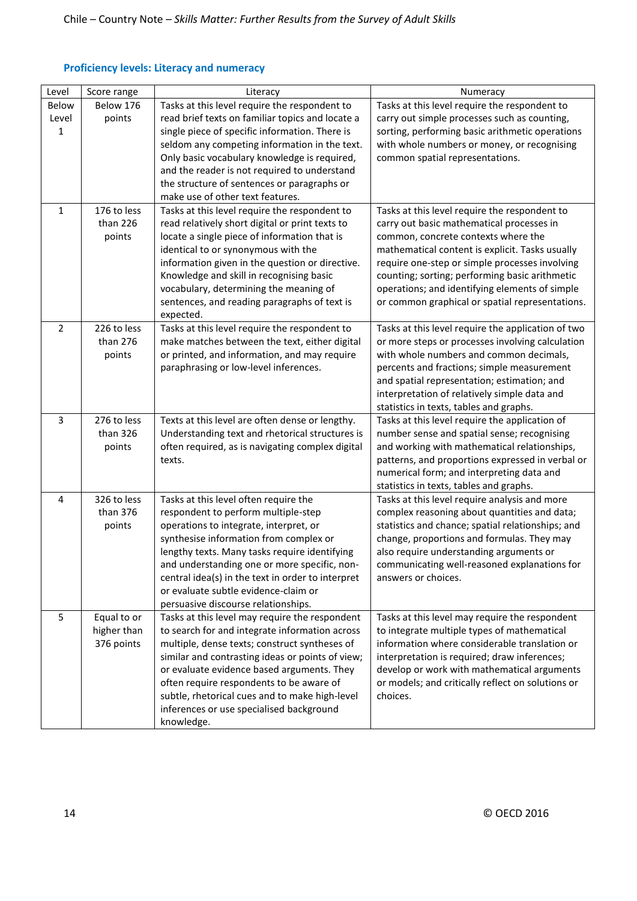## Proficiency levels: Literacy and numeracy

| Level | Score range | Literacy | Numeracy |
|---|---|---|---|
| Below Level 1 | Below 176 points | Tasks at this level require the respondent to read brief texts on familiar topics and locate a single piece of specific information. There is seldom any competing information in the text. Only basic vocabulary knowledge is required, and the reader is not required to understand the structure of sentences or paragraphs or make use of other text features. | Tasks at this level require the respondent to carry out simple processes such as counting, sorting, performing basic arithmetic operations with whole numbers or money, or recognising common spatial representations. |
| 1 | 176 to less than 226 points | Tasks at this level require the respondent to read relatively short digital or print texts to locate a single piece of information that is identical to or synonymous with the information given in the question or directive. Knowledge and skill in recognising basic vocabulary, determining the meaning of sentences, and reading paragraphs of text is expected. | Tasks at this level require the respondent to carry out basic mathematical processes in common, concrete contexts where the mathematical content is explicit. Tasks usually require one-step or simple processes involving counting; sorting; performing basic arithmetic operations; and identifying elements of simple or common graphical or spatial representations. |
| 2 | 226 to less than 276 points | Tasks at this level require the respondent to make matches between the text, either digital or printed, and information, and may require paraphrasing or low-level inferences. | Tasks at this level require the application of two or more steps or processes involving calculation with whole numbers and common decimals, percents and fractions; simple measurement and spatial representation; estimation; and interpretation of relatively simple data and statistics in texts, tables and graphs. |
| 3 | 276 to less than 326 points | Texts at this level are often dense or lengthy. Understanding text and rhetorical structures is often required, as is navigating complex digital texts. | Tasks at this level require the application of number sense and spatial sense; recognising and working with mathematical relationships, patterns, and proportions expressed in verbal or numerical form; and interpreting data and statistics in texts, tables and graphs. |
| 4 | 326 to less than 376 points | Tasks at this level often require the respondent to perform multiple-step operations to integrate, interpret, or synthesise information from complex or lengthy texts. Many tasks require identifying and understanding one or more specific, non-central idea(s) in the text in order to interpret or evaluate subtle evidence-claim or persuasive discourse relationships. | Tasks at this level require analysis and more complex reasoning about quantities and data; statistics and chance; spatial relationships; and change, proportions and formulas. They may also require understanding arguments or communicating well-reasoned explanations for answers or choices. |
| 5 | Equal to or higher than 376 points | Tasks at this level may require the respondent to search for and integrate information across multiple, dense texts; construct syntheses of similar and contrasting ideas or points of view; or evaluate evidence based arguments. They often require respondents to be aware of subtle, rhetorical cues and to make high-level inferences or use specialised background knowledge. | Tasks at this level may require the respondent to integrate multiple types of mathematical information where considerable translation or interpretation is required; draw inferences; develop or work with mathematical arguments or models; and critically reflect on solutions or choices. |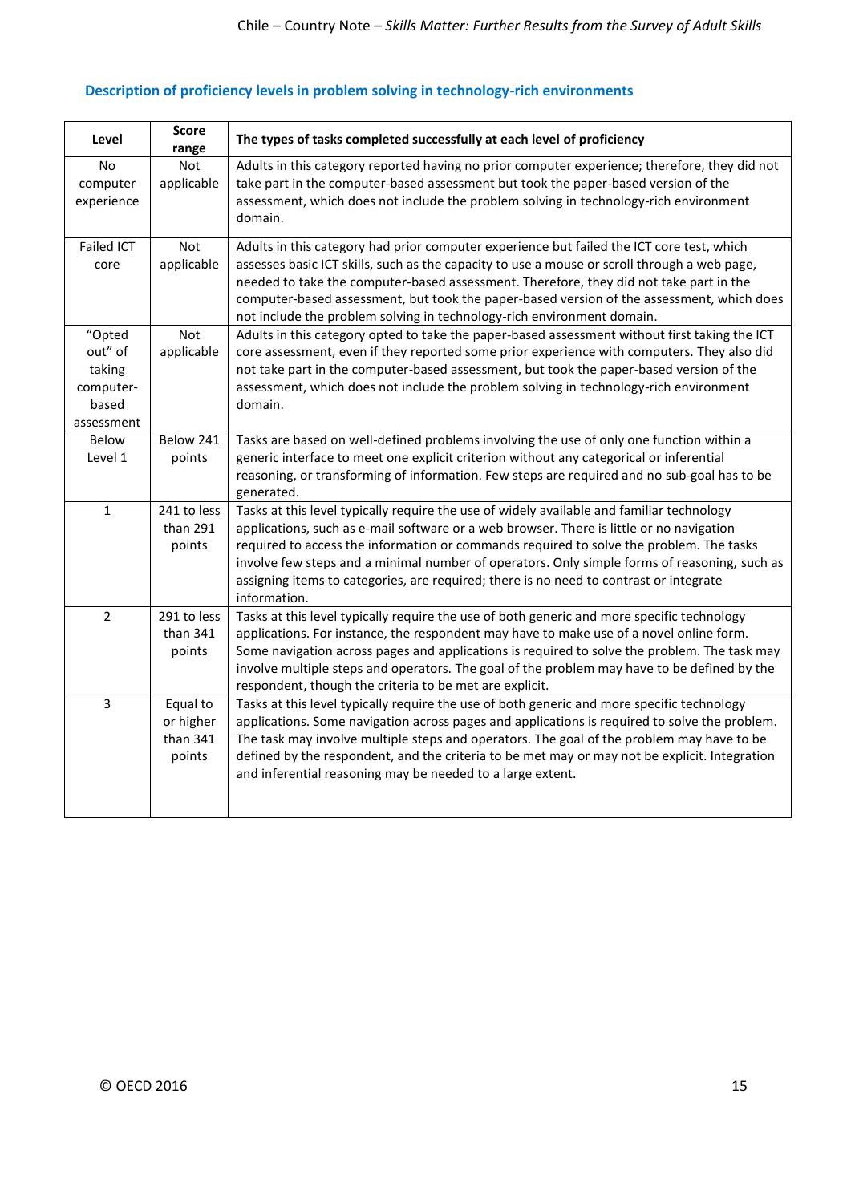## Description of proficiency levels in problem solving in technology-rich environments

| Level | Score range | The types of tasks completed successfully at each level of proficiency |
|---|---|---|
| No computer experience | Not applicable | Adults in this category reported having no prior computer experience; therefore, they did not take part in the computer-based assessment but took the paper-based version of the assessment, which does not include the problem solving in technology-rich environment domain. |
| Failed ICT core | Not applicable | Adults in this category had prior computer experience but failed the ICT core test, which assesses basic ICT skills, such as the capacity to use a mouse or scroll through a web page, needed to take the computer-based assessment. Therefore, they did not take part in the computer-based assessment, but took the paper-based version of the assessment, which does not include the problem solving in technology-rich environment domain. |
| "Opted out" of taking computer-based assessment | Not applicable | Adults in this category opted to take the paper-based assessment without first taking the ICT core assessment, even if they reported some prior experience with computers. They also did not take part in the computer-based assessment, but took the paper-based version of the assessment, which does not include the problem solving in technology-rich environment domain. |
| Below Level 1 | Below 241 points | Tasks are based on well-defined problems involving the use of only one function within a generic interface to meet one explicit criterion without any categorical or inferential reasoning, or transforming of information. Few steps are required and no sub-goal has to be generated. |
| 1 | 241 to less than 291 points | Tasks at this level typically require the use of widely available and familiar technology applications, such as e-mail software or a web browser. There is little or no navigation required to access the information or commands required to solve the problem. The tasks involve few steps and a minimal number of operators. Only simple forms of reasoning, such as assigning items to categories, are required; there is no need to contrast or integrate information. |
| 2 | 291 to less than 341 points | Tasks at this level typically require the use of both generic and more specific technology applications. For instance, the respondent may have to make use of a novel online form. Some navigation across pages and applications is required to solve the problem. The task may involve multiple steps and operators. The goal of the problem may have to be defined by the respondent, though the criteria to be met are explicit. |
| 3 | Equal to or higher than 341 points | Tasks at this level typically require the use of both generic and more specific technology applications. Some navigation across pages and applications is required to solve the problem. The task may involve multiple steps and operators. The goal of the problem may have to be defined by the respondent, and the criteria to be met may or may not be explicit. Integration and inferential reasoning may be needed to a large extent. |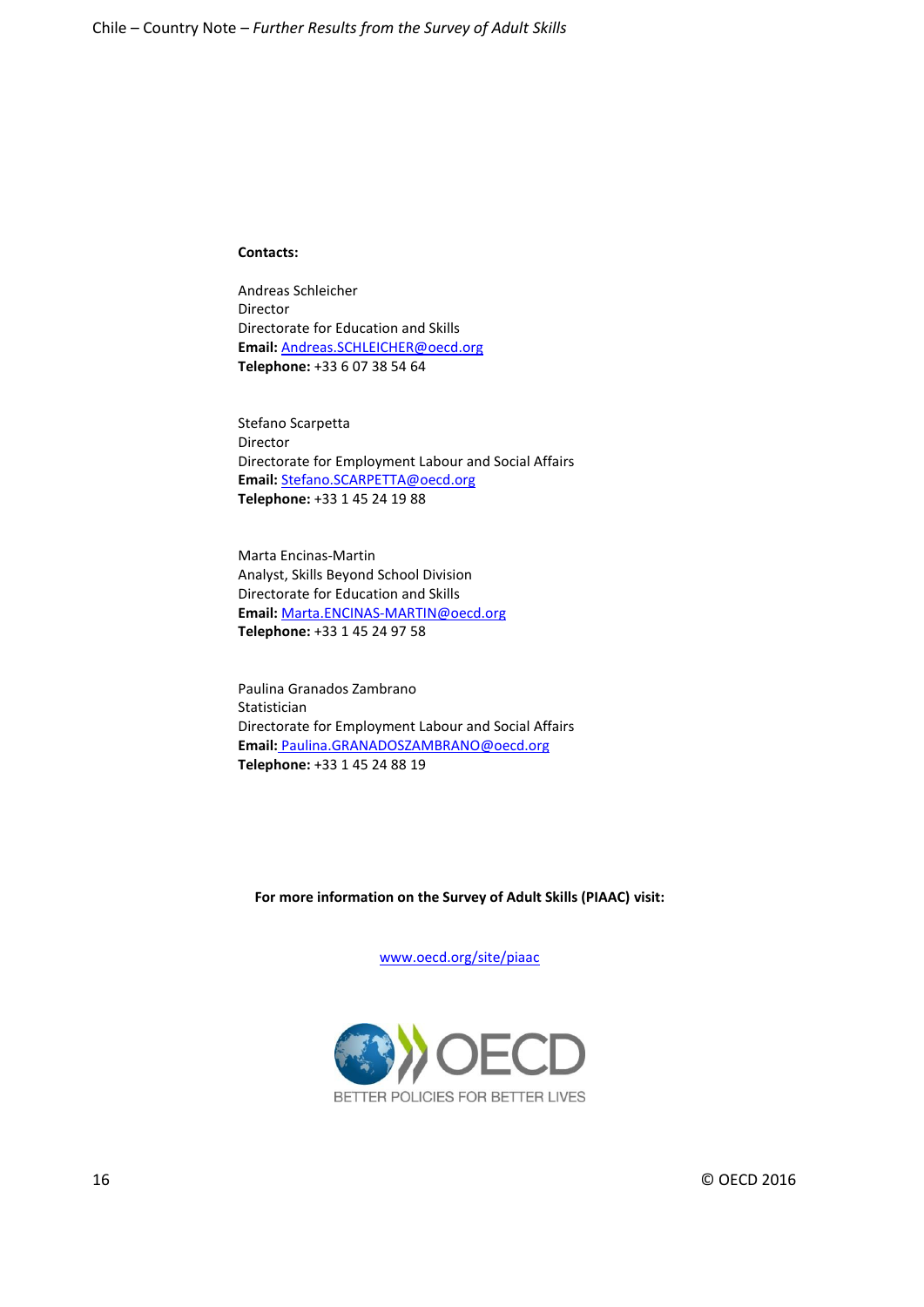**Contacts:**

Andreas Schleicher
Director
Directorate for Education and Skills
**Email:** Andreas.SCHLEICHER@oecd.org
**Telephone:** +33 6 07 38 54 64

Stefano Scarpetta
Director
Directorate for Employment Labour and Social Affairs
**Email:** Stefano.SCARPETTA@oecd.org
**Telephone:** +33 1 45 24 19 88

Marta Encinas-Martin
Analyst, Skills Beyond School Division
Directorate for Education and Skills
**Email:** Marta.ENCINAS-MARTIN@oecd.org
**Telephone:** +33 1 45 24 97 58

Paulina Granados Zambrano
Statistician
Directorate for Employment Labour and Social Affairs
**Email:** Paulina.GRANADOSZAMBRANO@oecd.org
**Telephone:** +33 1 45 24 88 19

**For more information on the Survey of Adult Skills (PIAAC) visit:**

www.oecd.org/site/piaac

OECD
BETTER POLICIES FOR BETTER LIVES

© OECD 2016